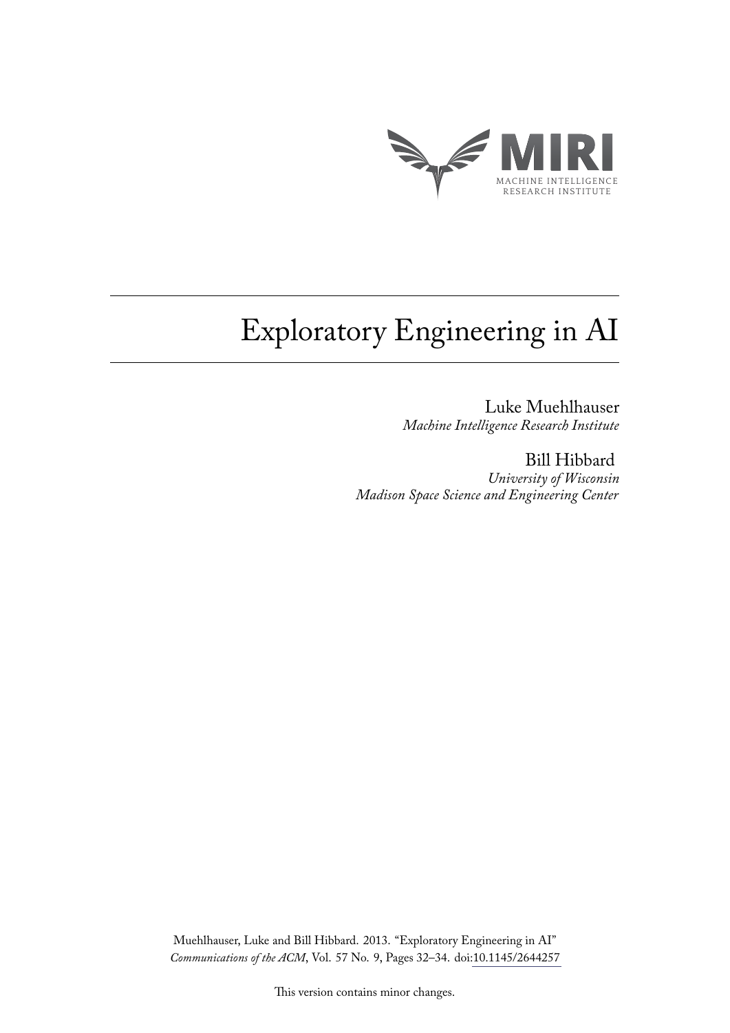MIRI

MACHINE INTELLIGENCE
RESEARCH INSTITUTE

# Exploratory Engineering in AI

Luke Muehlhauser
*Machine Intelligence Research Institute*

Bill Hibbard
*University of Wisconsin*
*Madison Space Science and Engineering Center*

Muehlhauser, Luke and Bill Hibbard. 2013. "Exploratory Engineering in AI" *Communications of the ACM*, Vol. 57 No. 9, Pages 32–34. doi:10.1145/2644257

This version contains minor changes.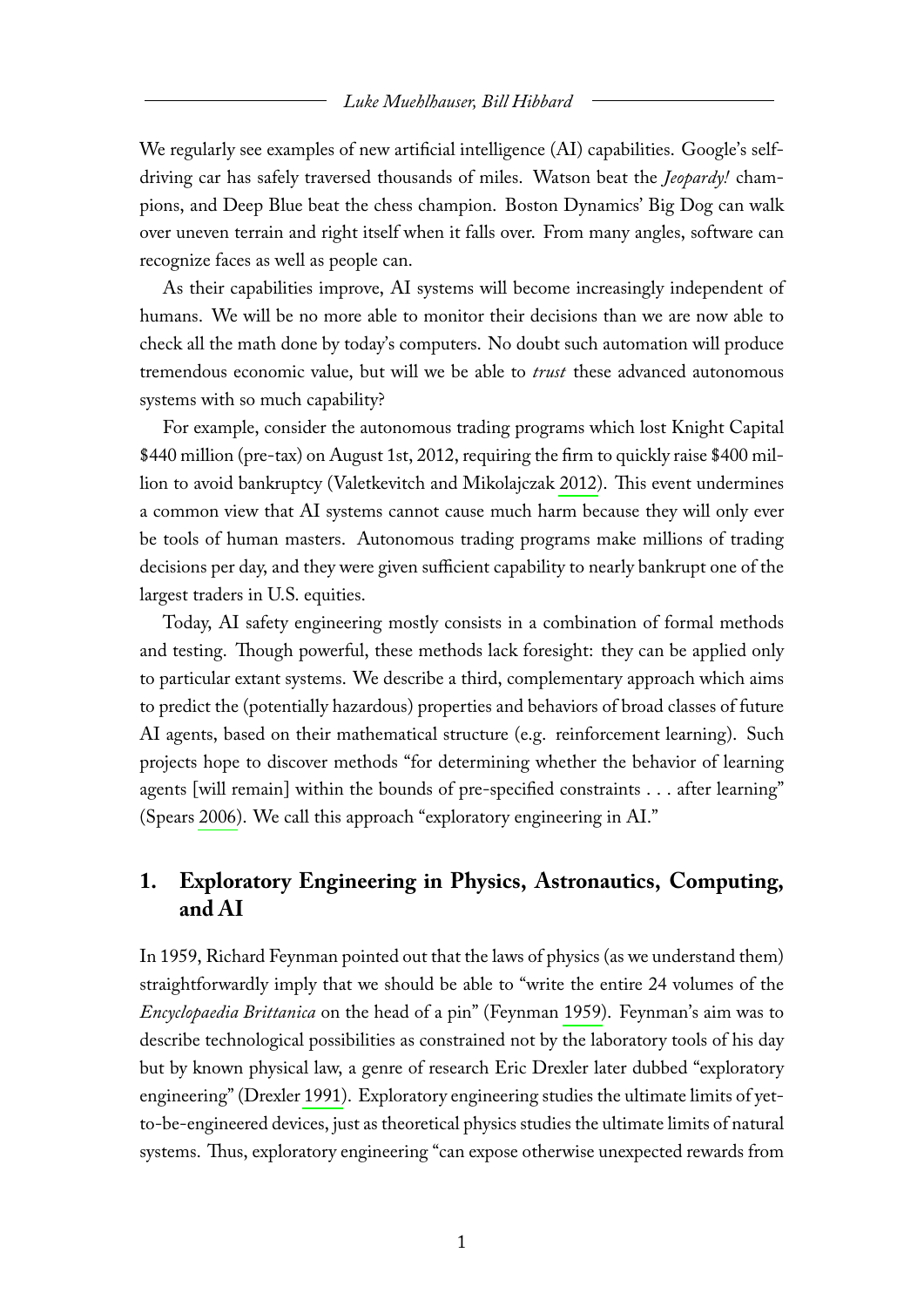We regularly see examples of new artificial intelligence (AI) capabilities. Google's self-driving car has safely traversed thousands of miles. Watson beat the *Jeopardy!* champions, and Deep Blue beat the chess champion. Boston Dynamics' Big Dog can walk over uneven terrain and right itself when it falls over. From many angles, software can recognize faces as well as people can.

As their capabilities improve, AI systems will become increasingly independent of humans. We will be no more able to monitor their decisions than we are now able to check all the math done by today's computers. No doubt such automation will produce tremendous economic value, but will we be able to *trust* these advanced autonomous systems with so much capability?

For example, consider the autonomous trading programs which lost Knight Capital $440 million (pre-tax) on August 1st, 2012, requiring the firm to quickly raise $400 million to avoid bankruptcy (Valetkevitch and Mikolajczak 2012). This event undermines a common view that AI systems cannot cause much harm because they will only ever be tools of human masters. Autonomous trading programs make millions of trading decisions per day, and they were given sufficient capability to nearly bankrupt one of the largest traders in U.S. equities.

Today, AI safety engineering mostly consists in a combination of formal methods and testing. Though powerful, these methods lack foresight: they can be applied only to particular extant systems. We describe a third, complementary approach which aims to predict the (potentially hazardous) properties and behaviors of broad classes of future AI agents, based on their mathematical structure (e.g. reinforcement learning). Such projects hope to discover methods "for determining whether the behavior of learning agents [will remain] within the bounds of pre-specified constraints . . . after learning" (Spears 2006). We call this approach "exploratory engineering in AI."

## 1. Exploratory Engineering in Physics, Astronautics, Computing, and AI

In 1959, Richard Feynman pointed out that the laws of physics (as we understand them) straightforwardly imply that we should be able to "write the entire 24 volumes of the *Encyclopaedia Brittanica* on the head of a pin" (Feynman 1959). Feynman's aim was to describe technological possibilities as constrained not by the laboratory tools of his day but by known physical law, a genre of research Eric Drexler later dubbed "exploratory engineering" (Drexler 1991). Exploratory engineering studies the ultimate limits of yet-to-be-engineered devices, just as theoretical physics studies the ultimate limits of natural systems. Thus, exploratory engineering "can expose otherwise unexpected rewards from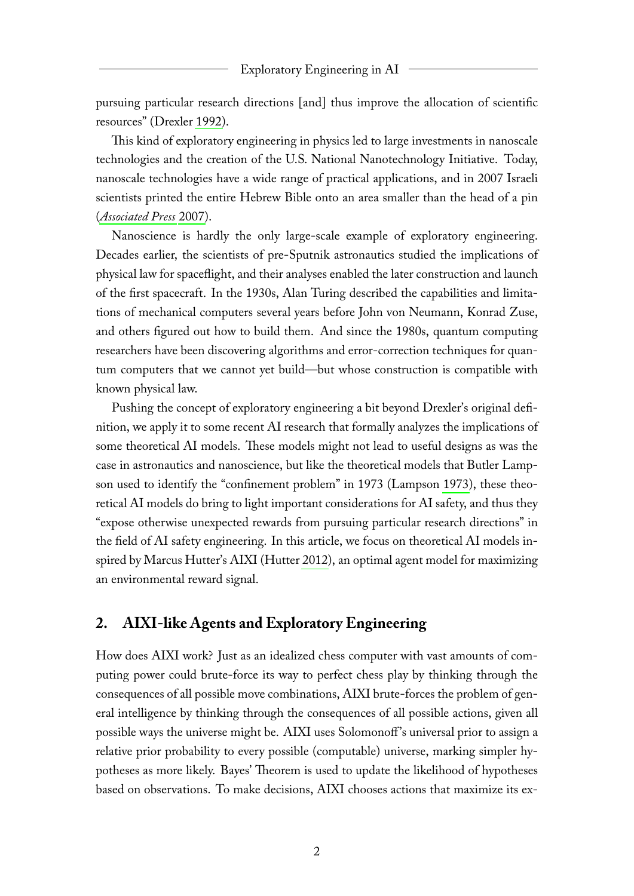pursuing particular research directions [and] thus improve the allocation of scientific resources" (Drexler 1992).

This kind of exploratory engineering in physics led to large investments in nanoscale technologies and the creation of the U.S. National Nanotechnology Initiative. Today, nanoscale technologies have a wide range of practical applications, and in 2007 Israeli scientists printed the entire Hebrew Bible onto an area smaller than the head of a pin (*Associated Press* 2007).

Nanoscience is hardly the only large-scale example of exploratory engineering. Decades earlier, the scientists of pre-Sputnik astronautics studied the implications of physical law for spaceflight, and their analyses enabled the later construction and launch of the first spacecraft. In the 1930s, Alan Turing described the capabilities and limitations of mechanical computers several years before John von Neumann, Konrad Zuse, and others figured out how to build them. And since the 1980s, quantum computing researchers have been discovering algorithms and error-correction techniques for quantum computers that we cannot yet build—but whose construction is compatible with known physical law.

Pushing the concept of exploratory engineering a bit beyond Drexler's original definition, we apply it to some recent AI research that formally analyzes the implications of some theoretical AI models. These models might not lead to useful designs as was the case in astronautics and nanoscience, but like the theoretical models that Butler Lampson used to identify the "confinement problem" in 1973 (Lampson 1973), these theoretical AI models do bring to light important considerations for AI safety, and thus they "expose otherwise unexpected rewards from pursuing particular research directions" in the field of AI safety engineering. In this article, we focus on theoretical AI models inspired by Marcus Hutter's AIXI (Hutter 2012), an optimal agent model for maximizing an environmental reward signal.

## 2. AIXI-like Agents and Exploratory Engineering

How does AIXI work? Just as an idealized chess computer with vast amounts of computing power could brute-force its way to perfect chess play by thinking through the consequences of all possible move combinations, AIXI brute-forces the problem of general intelligence by thinking through the consequences of all possible actions, given all possible ways the universe might be. AIXI uses Solomonoff's universal prior to assign a relative prior probability to every possible (computable) universe, marking simpler hypotheses as more likely. Bayes' Theorem is used to update the likelihood of hypotheses based on observations. To make decisions, AIXI chooses actions that maximize its ex-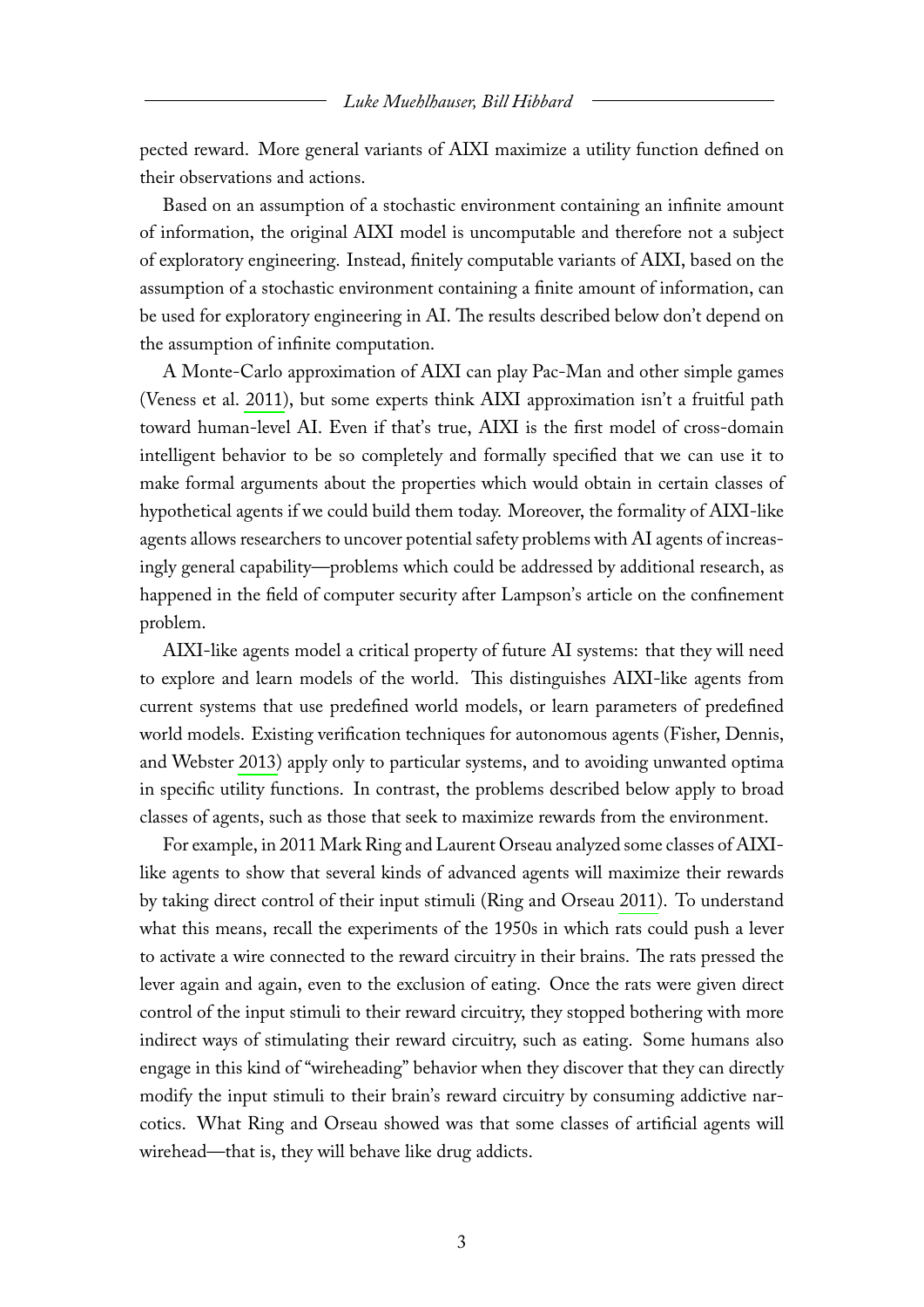pected reward. More general variants of AIXI maximize a utility function defined on their observations and actions.

Based on an assumption of a stochastic environment containing an infinite amount of information, the original AIXI model is uncomputable and therefore not a subject of exploratory engineering. Instead, finitely computable variants of AIXI, based on the assumption of a stochastic environment containing a finite amount of information, can be used for exploratory engineering in AI. The results described below don't depend on the assumption of infinite computation.

A Monte-Carlo approximation of AIXI can play Pac-Man and other simple games (Veness et al. 2011), but some experts think AIXI approximation isn't a fruitful path toward human-level AI. Even if that's true, AIXI is the first model of cross-domain intelligent behavior to be so completely and formally specified that we can use it to make formal arguments about the properties which would obtain in certain classes of hypothetical agents if we could build them today. Moreover, the formality of AIXI-like agents allows researchers to uncover potential safety problems with AI agents of increasingly general capability—problems which could be addressed by additional research, as happened in the field of computer security after Lampson's article on the confinement problem.

AIXI-like agents model a critical property of future AI systems: that they will need to explore and learn models of the world. This distinguishes AIXI-like agents from current systems that use predefined world models, or learn parameters of predefined world models. Existing verification techniques for autonomous agents (Fisher, Dennis, and Webster 2013) apply only to particular systems, and to avoiding unwanted optima in specific utility functions. In contrast, the problems described below apply to broad classes of agents, such as those that seek to maximize rewards from the environment.

For example, in 2011 Mark Ring and Laurent Orseau analyzed some classes of AIXI-like agents to show that several kinds of advanced agents will maximize their rewards by taking direct control of their input stimuli (Ring and Orseau 2011). To understand what this means, recall the experiments of the 1950s in which rats could push a lever to activate a wire connected to the reward circuitry in their brains. The rats pressed the lever again and again, even to the exclusion of eating. Once the rats were given direct control of the input stimuli to their reward circuitry, they stopped bothering with more indirect ways of stimulating their reward circuitry, such as eating. Some humans also engage in this kind of "wireheading" behavior when they discover that they can directly modify the input stimuli to their brain's reward circuitry by consuming addictive narcotics. What Ring and Orseau showed was that some classes of artificial agents will wirehead—that is, they will behave like drug addicts.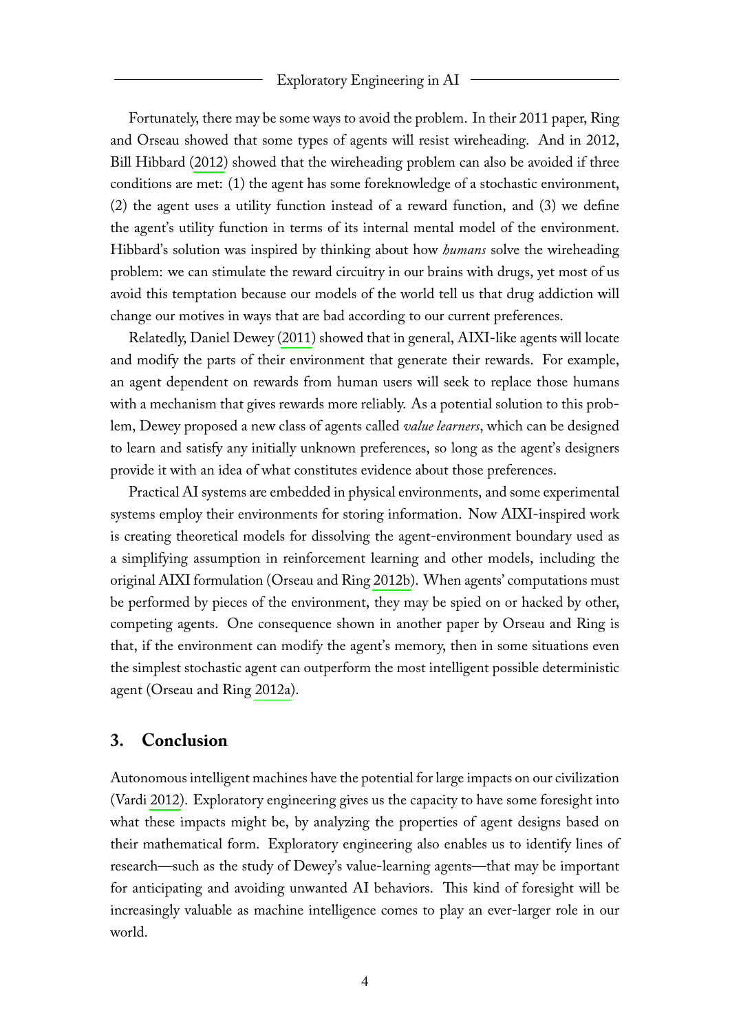Fortunately, there may be some ways to avoid the problem. In their 2011 paper, Ring and Orseau showed that some types of agents will resist wireheading. And in 2012, Bill Hibbard (2012) showed that the wireheading problem can also be avoided if three conditions are met: (1) the agent has some foreknowledge of a stochastic environment, (2) the agent uses a utility function instead of a reward function, and (3) we define the agent's utility function in terms of its internal mental model of the environment. Hibbard's solution was inspired by thinking about how *humans* solve the wireheading problem: we can stimulate the reward circuitry in our brains with drugs, yet most of us avoid this temptation because our models of the world tell us that drug addiction will change our motives in ways that are bad according to our current preferences.

Relatedly, Daniel Dewey (2011) showed that in general, AIXI-like agents will locate and modify the parts of their environment that generate their rewards. For example, an agent dependent on rewards from human users will seek to replace those humans with a mechanism that gives rewards more reliably. As a potential solution to this problem, Dewey proposed a new class of agents called *value learners*, which can be designed to learn and satisfy any initially unknown preferences, so long as the agent's designers provide it with an idea of what constitutes evidence about those preferences.

Practical AI systems are embedded in physical environments, and some experimental systems employ their environments for storing information. Now AIXI-inspired work is creating theoretical models for dissolving the agent-environment boundary used as a simplifying assumption in reinforcement learning and other models, including the original AIXI formulation (Orseau and Ring 2012b). When agents' computations must be performed by pieces of the environment, they may be spied on or hacked by other, competing agents. One consequence shown in another paper by Orseau and Ring is that, if the environment can modify the agent's memory, then in some situations even the simplest stochastic agent can outperform the most intelligent possible deterministic agent (Orseau and Ring 2012a).

## 3. Conclusion

Autonomous intelligent machines have the potential for large impacts on our civilization (Vardi 2012). Exploratory engineering gives us the capacity to have some foresight into what these impacts might be, by analyzing the properties of agent designs based on their mathematical form. Exploratory engineering also enables us to identify lines of research—such as the study of Dewey's value-learning agents—that may be important for anticipating and avoiding unwanted AI behaviors. This kind of foresight will be increasingly valuable as machine intelligence comes to play an ever-larger role in our world.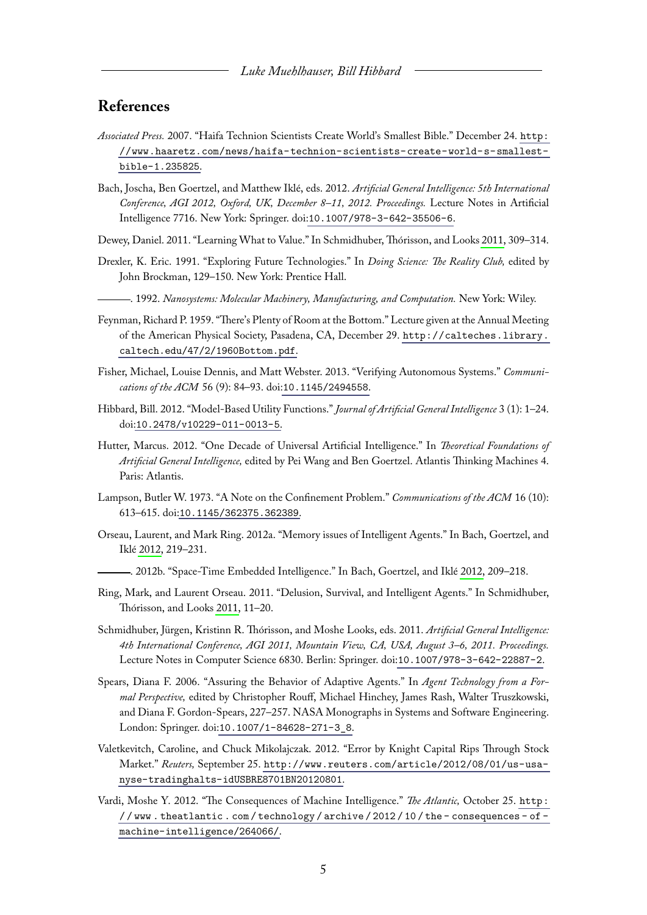## References

*Associated Press.* 2007. "Haifa Technion Scientists Create World's Smallest Bible." December 24. http://www.haaretz.com/news/haifa-technion-scientists-create-world-s-smallest-bible-1.235825.

Bach, Joscha, Ben Goertzel, and Matthew Iklé, eds. 2012. *Artificial General Intelligence: 5th International Conference, AGI 2012, Oxford, UK, December 8–11, 2012. Proceedings.* Lecture Notes in Artificial Intelligence 7716. New York: Springer. doi:10.1007/978-3-642-35506-6.

Dewey, Daniel. 2011. "Learning What to Value." In Schmidhuber, Thórisson, and Looks 2011, 309–314.

Drexler, K. Eric. 1991. "Exploring Future Technologies." In *Doing Science: The Reality Club,* edited by John Brockman, 129–150. New York: Prentice Hall.

———. 1992. *Nanosystems: Molecular Machinery, Manufacturing, and Computation.* New York: Wiley.

Feynman, Richard P. 1959. "There's Plenty of Room at the Bottom." Lecture given at the Annual Meeting of the American Physical Society, Pasadena, CA, December 29. http://calteches.library.caltech.edu/47/2/1960Bottom.pdf.

Fisher, Michael, Louise Dennis, and Matt Webster. 2013. "Verifying Autonomous Systems." *Communications of the ACM* 56 (9): 84–93. doi:10.1145/2494558.

Hibbard, Bill. 2012. "Model-Based Utility Functions." *Journal of Artificial General Intelligence* 3 (1): 1–24. doi:10.2478/v10229-011-0013-5.

Hutter, Marcus. 2012. "One Decade of Universal Artificial Intelligence." In *Theoretical Foundations of Artificial General Intelligence,* edited by Pei Wang and Ben Goertzel. Atlantis Thinking Machines 4. Paris: Atlantis.

Lampson, Butler W. 1973. "A Note on the Confinement Problem." *Communications of the ACM* 16 (10): 613–615. doi:10.1145/362375.362389.

Orseau, Laurent, and Mark Ring. 2012a. "Memory issues of Intelligent Agents." In Bach, Goertzel, and Iklé 2012, 219–231.

———. 2012b. "Space-Time Embedded Intelligence." In Bach, Goertzel, and Iklé 2012, 209–218.

Ring, Mark, and Laurent Orseau. 2011. "Delusion, Survival, and Intelligent Agents." In Schmidhuber, Thórisson, and Looks 2011, 11–20.

Schmidhuber, Jürgen, Kristinn R. Thórisson, and Moshe Looks, eds. 2011. *Artificial General Intelligence: 4th International Conference, AGI 2011, Mountain View, CA, USA, August 3–6, 2011. Proceedings.* Lecture Notes in Computer Science 6830. Berlin: Springer. doi:10.1007/978-3-642-22887-2.

Spears, Diana F. 2006. "Assuring the Behavior of Adaptive Agents." In *Agent Technology from a Formal Perspective,* edited by Christopher Rouff, Michael Hinchey, James Rash, Walter Truszkowski, and Diana F. Gordon-Spears, 227–257. NASA Monographs in Systems and Software Engineering. London: Springer. doi:10.1007/1-84628-271-3_8.

Valetkevitch, Caroline, and Chuck Mikolajczak. 2012. "Error by Knight Capital Rips Through Stock Market." *Reuters,* September 25. http://www.reuters.com/article/2012/08/01/us-usa-nyse-tradinghalts-idUSBRE8701BN20120801.

Vardi, Moshe Y. 2012. "The Consequences of Machine Intelligence." *The Atlantic,* October 25. http://www.theatlantic.com/technology/archive/2012/10/the-consequences-of-machine-intelligence/264066/.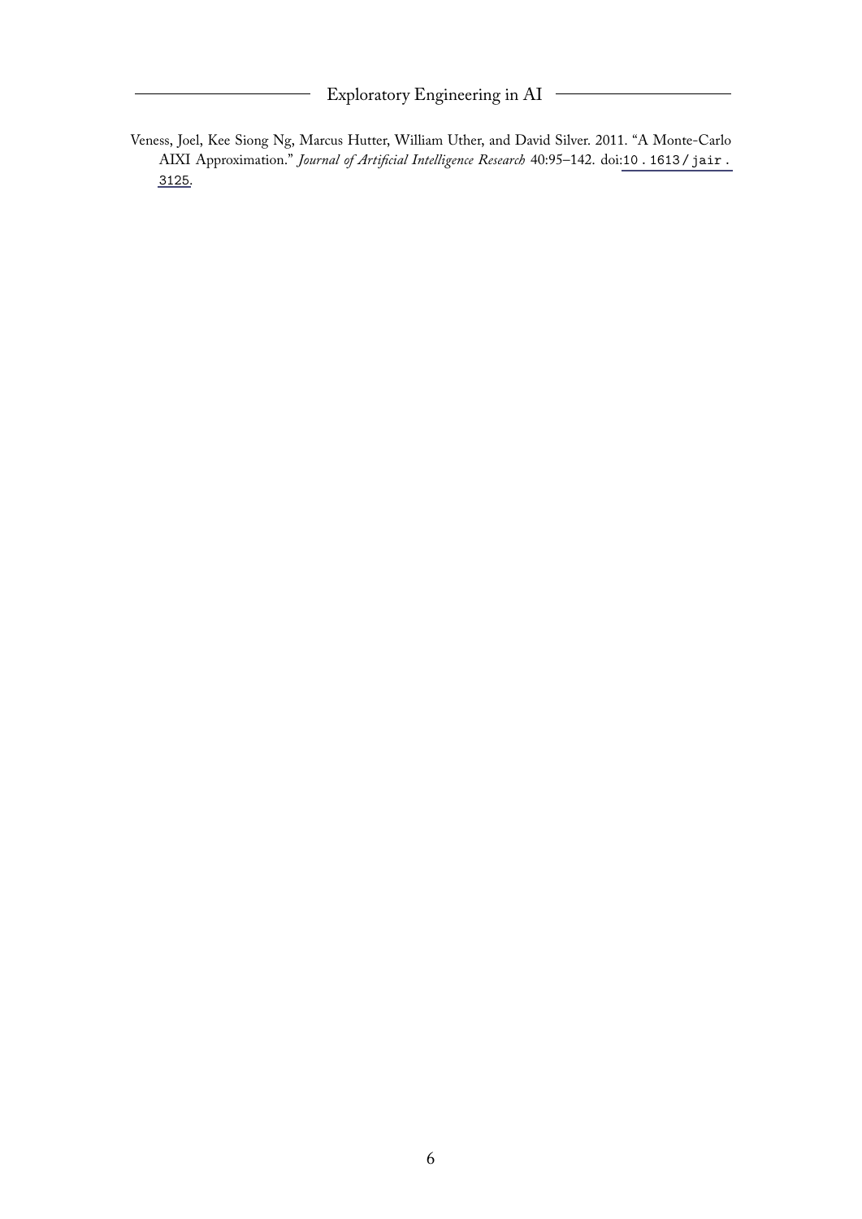Veness, Joel, Kee Siong Ng, Marcus Hutter, William Uther, and David Silver. 2011. "A Monte-Carlo AIXI Approximation." *Journal of Artificial Intelligence Research* 40:95–142. doi:10.1613/jair.3125.